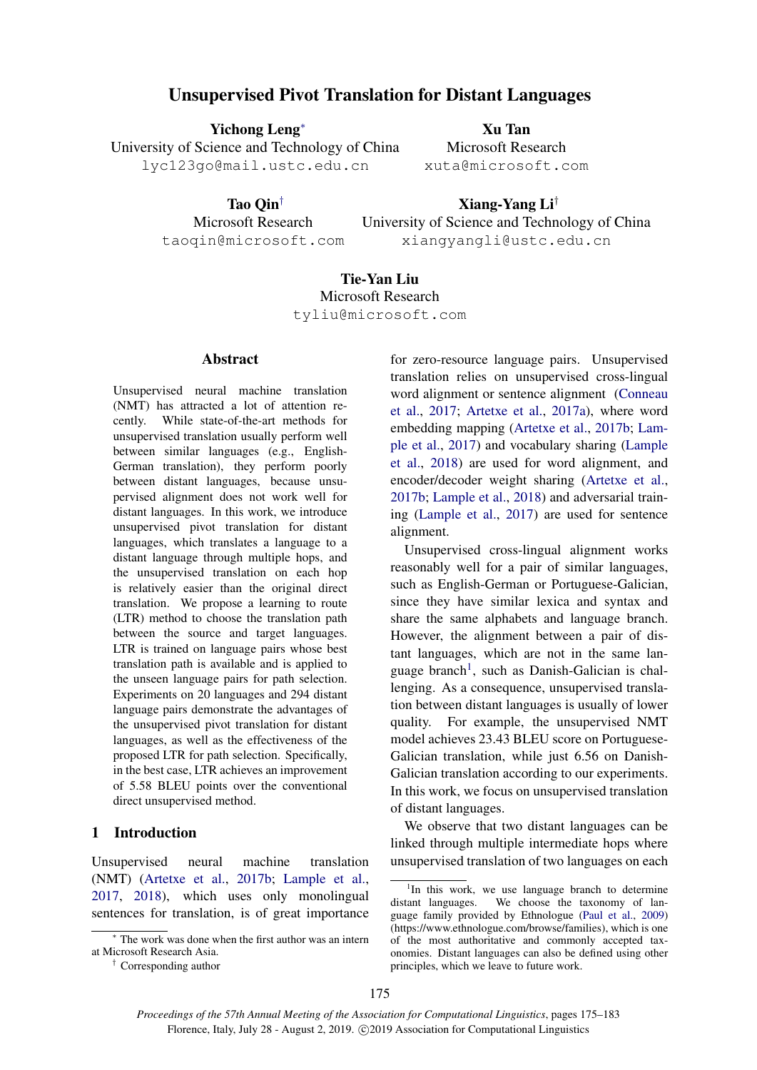# Unsupervised Pivot Translation for Distant Languages

**Yichong Leng***
University of Science and Technology of China
lyc123go@mail.ustc.edu.cn

**Xu Tan**
Microsoft Research
xuta@microsoft.com

**Tao Qin†**
Microsoft Research
taoqin@microsoft.com

**Xiang-Yang Li†**
University of Science and Technology of China
xiangyangli@ustc.edu.cn

**Tie-Yan Liu**
Microsoft Research
tyliu@microsoft.com

## Abstract

Unsupervised neural machine translation (NMT) has attracted a lot of attention recently. While state-of-the-art methods for unsupervised translation usually perform well between similar languages (e.g., English-German translation), they perform poorly between distant languages, because unsupervised alignment does not work well for distant languages. In this work, we introduce unsupervised pivot translation for distant languages, which translates a language to a distant language through multiple hops, and the unsupervised translation on each hop is relatively easier than the original direct translation. We propose a learning to route (LTR) method to choose the translation path between the source and target languages. LTR is trained on language pairs whose best translation path is available and is applied to the unseen language pairs for path selection. Experiments on 20 languages and 294 distant language pairs demonstrate the advantages of the unsupervised pivot translation for distant languages, as well as the effectiveness of the proposed LTR for path selection. Specifically, in the best case, LTR achieves an improvement of 5.58 BLEU points over the conventional direct unsupervised method.

## 1 Introduction

Unsupervised neural machine translation (NMT) (Artetxe et al., 2017b; Lample et al., 2017, 2018), which uses only monolingual sentences for translation, is of great importance for zero-resource language pairs. Unsupervised translation relies on unsupervised cross-lingual word alignment or sentence alignment (Conneau et al., 2017; Artetxe et al., 2017a), where word embedding mapping (Artetxe et al., 2017b; Lample et al., 2017) and vocabulary sharing (Lample et al., 2018) are used for word alignment, and encoder/decoder weight sharing (Artetxe et al., 2017b; Lample et al., 2018) and adversarial training (Lample et al., 2017) are used for sentence alignment.

Unsupervised cross-lingual alignment works reasonably well for a pair of similar languages, such as English-German or Portuguese-Galician, since they have similar lexica and syntax and share the same alphabets and language branch. However, the alignment between a pair of distant languages, which are not in the same language branch[1], such as Danish-Galician is challenging. As a consequence, unsupervised translation between distant languages is usually of lower quality. For example, the unsupervised NMT model achieves 23.43 BLEU score on Portuguese-Galician translation, while just 6.56 on Danish-Galician translation according to our experiments. In this work, we focus on unsupervised translation of distant languages.

We observe that two distant languages can be linked through multiple intermediate hops where unsupervised translation of two languages on each

---

* The work was done when the first author was an intern at Microsoft Research Asia.

† Corresponding author

[1] In this work, we use language branch to determine distant languages. We choose the taxonomy of language family provided by Ethnologue (Paul et al., 2009) (https://www.ethnologue.com/browse/families), which is one of the most authoritative and commonly accepted taxonomies. Distant languages can also be defined using other principles, which we leave to future work.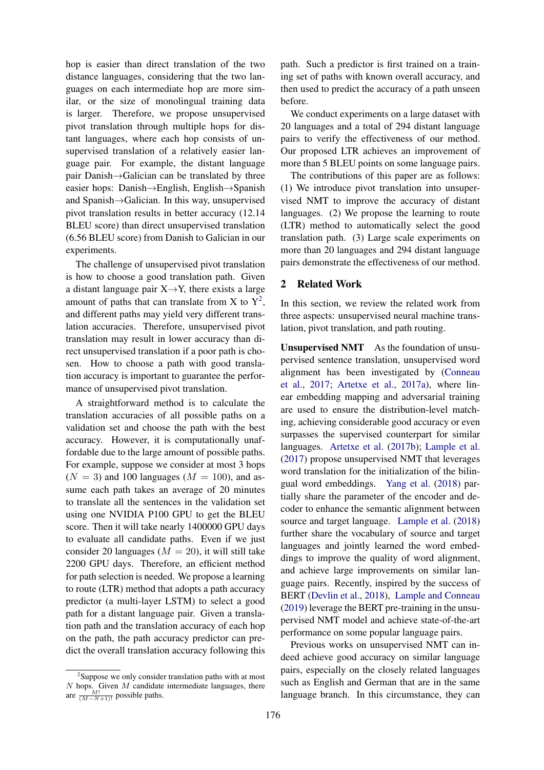hop is easier than direct translation of the two distance languages, considering that the two languages on each intermediate hop are more similar, or the size of monolingual training data is larger. Therefore, we propose unsupervised pivot translation through multiple hops for distant languages, where each hop consists of unsupervised translation of a relatively easier language pair. For example, the distant language pair Danish→Galician can be translated by three easier hops: Danish→English, English→Spanish and Spanish→Galician. In this way, unsupervised pivot translation results in better accuracy (12.14 BLEU score) than direct unsupervised translation (6.56 BLEU score) from Danish to Galician in our experiments.

The challenge of unsupervised pivot translation is how to choose a good translation path. Given a distant language pair X→Y, there exists a large amount of paths that can translate from X to Y[2], and different paths may yield very different translation accuracies. Therefore, unsupervised pivot translation may result in lower accuracy than direct unsupervised translation if a poor path is chosen. How to choose a path with good translation accuracy is important to guarantee the performance of unsupervised pivot translation.

A straightforward method is to calculate the translation accuracies of all possible paths on a validation set and choose the path with the best accuracy. However, it is computationally unaffordable due to the large amount of possible paths. For example, suppose we consider at most 3 hops ($N = 3$) and 100 languages ($M = 100$), and assume each path takes an average of 20 minutes to translate all the sentences in the validation set using one NVIDIA P100 GPU to get the BLEU score. Then it will take nearly 1400000 GPU days to evaluate all candidate paths. Even if we just consider 20 languages ($M = 20$), it will still take 2200 GPU days. Therefore, an efficient method for path selection is needed. We propose a learning to route (LTR) method that adopts a path accuracy predictor (a multi-layer LSTM) to select a good path for a distant language pair. Given a translation path and the translation accuracy of each hop on the path, the path accuracy predictor can predict the overall translation accuracy following this path. Such a predictor is first trained on a training set of paths with known overall accuracy, and then used to predict the accuracy of a path unseen before.

We conduct experiments on a large dataset with 20 languages and a total of 294 distant language pairs to verify the effectiveness of our method. Our proposed LTR achieves an improvement of more than 5 BLEU points on some language pairs.

The contributions of this paper are as follows: (1) We introduce pivot translation into unsupervised NMT to improve the accuracy of distant languages. (2) We propose the learning to route (LTR) method to automatically select the good translation path. (3) Large scale experiments on more than 20 languages and 294 distant language pairs demonstrate the effectiveness of our method.

## 2 Related Work

In this section, we review the related work from three aspects: unsupervised neural machine translation, pivot translation, and path routing.

**Unsupervised NMT** As the foundation of unsupervised sentence translation, unsupervised word alignment has been investigated by (Conneau et al., 2017; Artetxe et al., 2017a), where linear embedding mapping and adversarial training are used to ensure the distribution-level matching, achieving considerable good accuracy or even surpasses the supervised counterpart for similar languages. Artetxe et al. (2017b); Lample et al. (2017) propose unsupervised NMT that leverages word translation for the initialization of the bilingual word embeddings. Yang et al. (2018) partially share the parameter of the encoder and decoder to enhance the semantic alignment between source and target language. Lample et al. (2018) further share the vocabulary of source and target languages and jointly learned the word embeddings to improve the quality of word alignment, and achieve large improvements on similar language pairs. Recently, inspired by the success of BERT (Devlin et al., 2018), Lample and Conneau (2019) leverage the BERT pre-training in the unsupervised NMT model and achieve state-of-the-art performance on some popular language pairs.

Previous works on unsupervised NMT can indeed achieve good accuracy on similar language pairs, especially on the closely related languages such as English and German that are in the same language branch. In this circumstance, they can

[2]Suppose we only consider translation paths with at most $N$ hops. Given $M$ candidate intermediate languages, there are $\frac{M!}{(M-N+1)!}$ possible paths.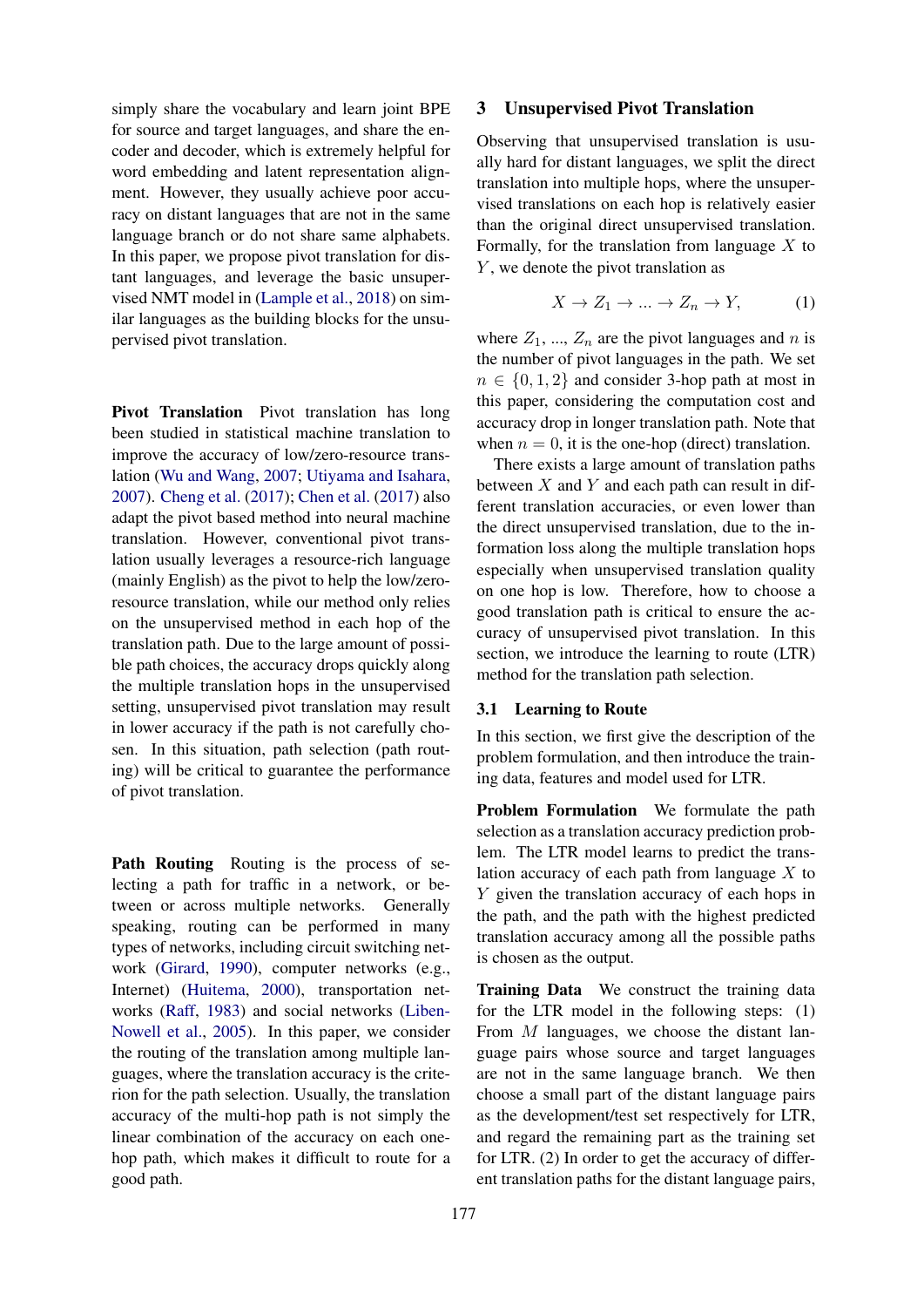simply share the vocabulary and learn joint BPE for source and target languages, and share the encoder and decoder, which is extremely helpful for word embedding and latent representation alignment. However, they usually achieve poor accuracy on distant languages that are not in the same language branch or do not share same alphabets. In this paper, we propose pivot translation for distant languages, and leverage the basic unsupervised NMT model in (Lample et al., 2018) on similar languages as the building blocks for the unsupervised pivot translation.

**Pivot Translation** Pivot translation has long been studied in statistical machine translation to improve the accuracy of low/zero-resource translation (Wu and Wang, 2007; Utiyama and Isahara, 2007). Cheng et al. (2017); Chen et al. (2017) also adapt the pivot based method into neural machine translation. However, conventional pivot translation usually leverages a resource-rich language (mainly English) as the pivot to help the low/zero-resource translation, while our method only relies on the unsupervised method in each hop of the translation path. Due to the large amount of possible path choices, the accuracy drops quickly along the multiple translation hops in the unsupervised setting, unsupervised pivot translation may result in lower accuracy if the path is not carefully chosen. In this situation, path selection (path routing) will be critical to guarantee the performance of pivot translation.

**Path Routing** Routing is the process of selecting a path for traffic in a network, or between or across multiple networks. Generally speaking, routing can be performed in many types of networks, including circuit switching network (Girard, 1990), computer networks (e.g., Internet) (Huitema, 2000), transportation networks (Raff, 1983) and social networks (Liben-Nowell et al., 2005). In this paper, we consider the routing of the translation among multiple languages, where the translation accuracy is the criterion for the path selection. Usually, the translation accuracy of the multi-hop path is not simply the linear combination of the accuracy on each one-hop path, which makes it difficult to route for a good path.

## 3 Unsupervised Pivot Translation

Observing that unsupervised translation is usually hard for distant languages, we split the direct translation into multiple hops, where the unsupervised translations on each hop is relatively easier than the original direct unsupervised translation. Formally, for the translation from language $X$ to $Y$, we denote the pivot translation as

$$X \rightarrow Z_1 \rightarrow ... \rightarrow Z_n \rightarrow Y, \tag{1}$$

where $Z_1$, ..., $Z_n$ are the pivot languages and $n$ is the number of pivot languages in the path. We set $n \in \{0, 1, 2\}$ and consider 3-hop path at most in this paper, considering the computation cost and accuracy drop in longer translation path. Note that when $n = 0$, it is the one-hop (direct) translation.

There exists a large amount of translation paths between $X$ and $Y$ and each path can result in different translation accuracies, or even lower than the direct unsupervised translation, due to the information loss along the multiple translation hops especially when unsupervised translation quality on one hop is low. Therefore, how to choose a good translation path is critical to ensure the accuracy of unsupervised pivot translation. In this section, we introduce the learning to route (LTR) method for the translation path selection.

### 3.1 Learning to Route

In this section, we first give the description of the problem formulation, and then introduce the training data, features and model used for LTR.

**Problem Formulation** We formulate the path selection as a translation accuracy prediction problem. The LTR model learns to predict the translation accuracy of each path from language $X$ to $Y$ given the translation accuracy of each hops in the path, and the path with the highest predicted translation accuracy among all the possible paths is chosen as the output.

**Training Data** We construct the training data for the LTR model in the following steps: (1) From $M$ languages, we choose the distant language pairs whose source and target languages are not in the same language branch. We then choose a small part of the distant language pairs as the development/test set respectively for LTR, and regard the remaining part as the training set for LTR. (2) In order to get the accuracy of different translation paths for the distant language pairs,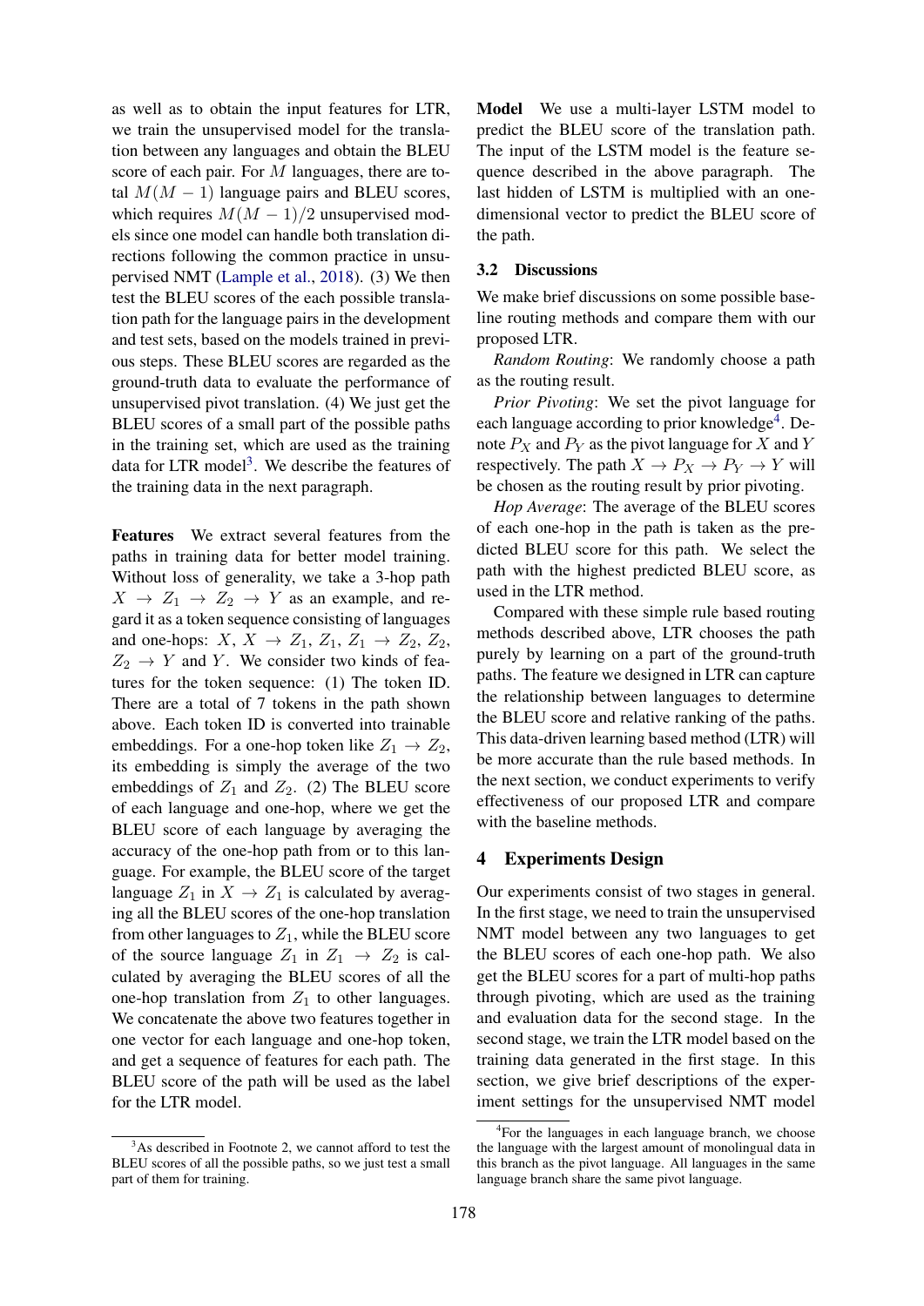as well as to obtain the input features for LTR, we train the unsupervised model for the translation between any languages and obtain the BLEU score of each pair. For $M$ languages, there are total $M(M-1)$ language pairs and BLEU scores, which requires $M(M-1)/2$ unsupervised models since one model can handle both translation directions following the common practice in unsupervised NMT (Lample et al., 2018). (3) We then test the BLEU scores of the each possible translation path for the language pairs in the development and test sets, based on the models trained in previous steps. These BLEU scores are regarded as the ground-truth data to evaluate the performance of unsupervised pivot translation. (4) We just get the BLEU scores of a small part of the possible paths in the training set, which are used as the training data for LTR model[3]. We describe the features of the training data in the next paragraph.

**Features** We extract several features from the paths in training data for better model training. Without loss of generality, we take a 3-hop path $X \rightarrow Z_1 \rightarrow Z_2 \rightarrow Y$ as an example, and regard it as a token sequence consisting of languages and one-hops: $X$, $X \rightarrow Z_1$, $Z_1$, $Z_1 \rightarrow Z_2$, $Z_2$, $Z_2 \rightarrow Y$ and $Y$. We consider two kinds of features for the token sequence: (1) The token ID. There are a total of 7 tokens in the path shown above. Each token ID is converted into trainable embeddings. For a one-hop token like $Z_1 \rightarrow Z_2$, its embedding is simply the average of the two embeddings of $Z_1$ and $Z_2$. (2) The BLEU score of each language and one-hop, where we get the BLEU score of each language by averaging the accuracy of the one-hop path from or to this language. For example, the BLEU score of the target language $Z_1$ in $X \rightarrow Z_1$ is calculated by averaging all the BLEU scores of the one-hop translation from other languages to $Z_1$, while the BLEU score of the source language $Z_1$ in $Z_1 \rightarrow Z_2$ is calculated by averaging the BLEU scores of all the one-hop translation from $Z_1$ to other languages. We concatenate the above two features together in one vector for each language and one-hop token, and get a sequence of features for each path. The BLEU score of the path will be used as the label for the LTR model.

**Model** We use a multi-layer LSTM model to predict the BLEU score of the translation path. The input of the LSTM model is the feature sequence described in the above paragraph. The last hidden of LSTM is multiplied with an one-dimensional vector to predict the BLEU score of the path.

### 3.2 Discussions

We make brief discussions on some possible baseline routing methods and compare them with our proposed LTR.

*Random Routing*: We randomly choose a path as the routing result.

*Prior Pivoting*: We set the pivot language for each language according to prior knowledge[4]. Denote $P_X$ and $P_Y$ as the pivot language for $X$ and $Y$ respectively. The path $X \rightarrow P_X \rightarrow P_Y \rightarrow Y$ will be chosen as the routing result by prior pivoting.

*Hop Average*: The average of the BLEU scores of each one-hop in the path is taken as the predicted BLEU score for this path. We select the path with the highest predicted BLEU score, as used in the LTR method.

Compared with these simple rule based routing methods described above, LTR chooses the path purely by learning on a part of the ground-truth paths. The feature we designed in LTR can capture the relationship between languages to determine the BLEU score and relative ranking of the paths. This data-driven learning based method (LTR) will be more accurate than the rule based methods. In the next section, we conduct experiments to verify effectiveness of our proposed LTR and compare with the baseline methods.

## 4 Experiments Design

Our experiments consist of two stages in general. In the first stage, we need to train the unsupervised NMT model between any two languages to get the BLEU scores of each one-hop path. We also get the BLEU scores for a part of multi-hop paths through pivoting, which are used as the training and evaluation data for the second stage. In the second stage, we train the LTR model based on the training data generated in the first stage. In this section, we give brief descriptions of the experiment settings for the unsupervised NMT model

[3]As described in Footnote 2, we cannot afford to test the BLEU scores of all the possible paths, so we just test a small part of them for training.

[4]For the languages in each language branch, we choose the language with the largest amount of monolingual data in this branch as the pivot language. All languages in the same language branch share the same pivot language.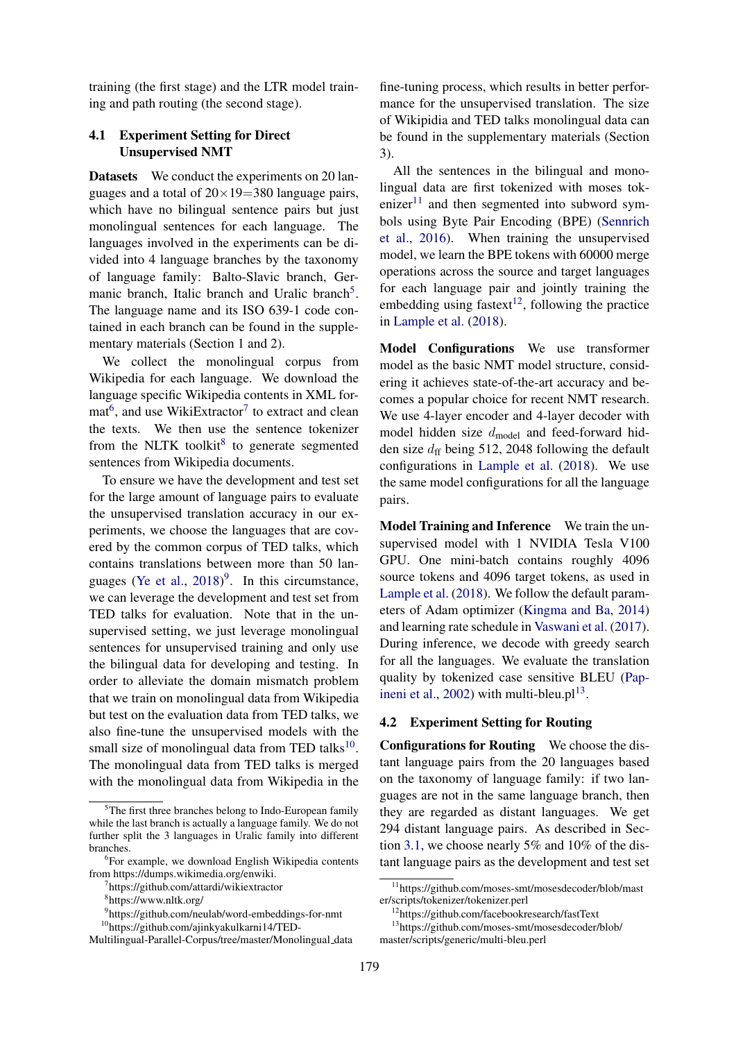training (the first stage) and the LTR model training and path routing (the second stage).

### 4.1 Experiment Setting for Direct Unsupervised NMT

**Datasets** We conduct the experiments on 20 languages and a total of $20 \times 19 = 380$ language pairs, which have no bilingual sentence pairs but just monolingual sentences for each language. The languages involved in the experiments can be divided into 4 language branches by the taxonomy of language family: Balto-Slavic branch, Germanic branch, Italic branch and Uralic branch[5]. The language name and its ISO 639-1 code contained in each branch can be found in the supplementary materials (Section 1 and 2).

We collect the monolingual corpus from Wikipedia for each language. We download the language specific Wikipedia contents in XML format[6], and use WikiExtractor[7] to extract and clean the texts. We then use the sentence tokenizer from the NLTK toolkit[8] to generate segmented sentences from Wikipedia documents.

To ensure we have the development and test set for the large amount of language pairs to evaluate the unsupervised translation accuracy in our experiments, we choose the languages that are covered by the common corpus of TED talks, which contains translations between more than 50 languages (Ye et al., 2018)[9]. In this circumstance, we can leverage the development and test set from TED talks for evaluation. Note that in the unsupervised setting, we just leverage monolingual sentences for unsupervised training and only use the bilingual data for developing and testing. In order to alleviate the domain mismatch problem that we train on monolingual data from Wikipedia but test on the evaluation data from TED talks, we also fine-tune the unsupervised models with the small size of monolingual data from TED talks[10]. The monolingual data from TED talks is merged with the monolingual data from Wikipedia in the fine-tuning process, which results in better performance for the unsupervised translation. The size of Wikipidia and TED talks monolingual data can be found in the supplementary materials (Section 3).

All the sentences in the bilingual and monolingual data are first tokenized with moses tokenizer[11] and then segmented into subword symbols using Byte Pair Encoding (BPE) (Sennrich et al., 2016). When training the unsupervised model, we learn the BPE tokens with 60000 merge operations across the source and target languages for each language pair and jointly training the embedding using fastext[12], following the practice in Lample et al. (2018).

**Model Configurations** We use transformer model as the basic NMT model structure, considering it achieves state-of-the-art accuracy and becomes a popular choice for recent NMT research. We use 4-layer encoder and 4-layer decoder with model hidden size $d_{\text{model}}$ and feed-forward hidden size $d_{\text{ff}}$ being 512, 2048 following the default configurations in Lample et al. (2018). We use the same model configurations for all the language pairs.

**Model Training and Inference** We train the unsupervised model with 1 NVIDIA Tesla V100 GPU. One mini-batch contains roughly 4096 source tokens and 4096 target tokens, as used in Lample et al. (2018). We follow the default parameters of Adam optimizer (Kingma and Ba, 2014) and learning rate schedule in Vaswani et al. (2017). During inference, we decode with greedy search for all the languages. We evaluate the translation quality by tokenized case sensitive BLEU (Papineni et al., 2002) with multi-bleu.pl[13].

### 4.2 Experiment Setting for Routing

**Configurations for Routing** We choose the distant language pairs from the 20 languages based on the taxonomy of language family: if two languages are not in the same language branch, then they are regarded as distant languages. We get 294 distant language pairs. As described in Section 3.1, we choose nearly 5% and 10% of the distant language pairs as the development and test set

---

[5] The first three branches belong to Indo-European family while the last branch is actually a language family. We do not further split the 3 languages in Uralic family into different branches.

[6] For example, we download English Wikipedia contents from https://dumps.wikimedia.org/enwiki.

[7] https://github.com/attardi/wikiextractor

[8] https://www.nltk.org/

[9] https://github.com/neulab/word-embeddings-for-nmt

[10] https://github.com/ajinkyakulkarni14/TED-Multilingual-Parallel-Corpus/tree/master/Monolingual_data

[11] https://github.com/moses-smt/mosesdecoder/blob/master/scripts/tokenizer/tokenizer.perl

[12] https://github.com/facebookresearch/fastText

[13] https://github.com/moses-smt/mosesdecoder/blob/master/scripts/generic/multi-bleu.perl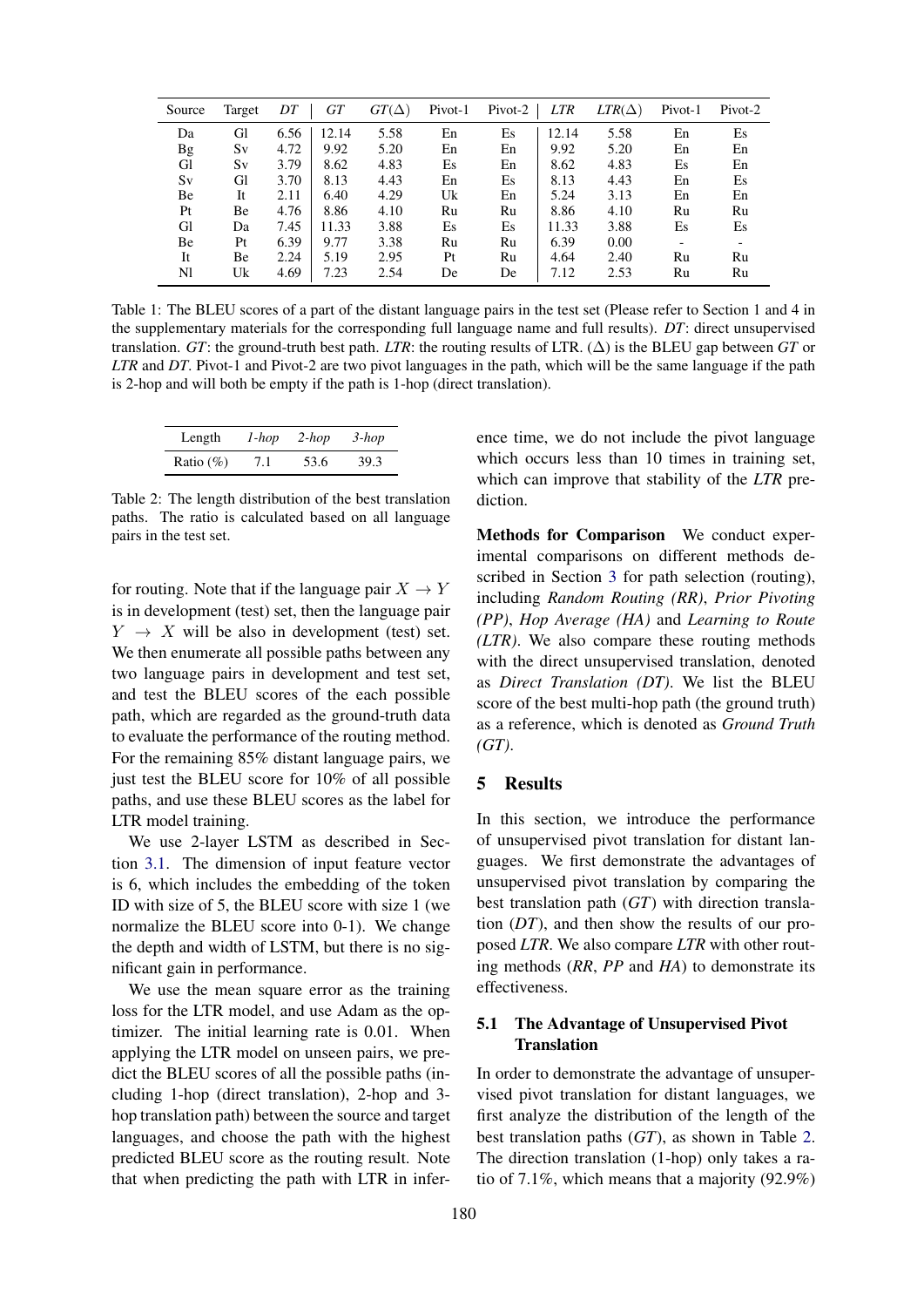| Source | Target | *DT* | *GT* | *GT*(Δ) | Pivot-1 | Pivot-2 | *LTR* | *LTR*(Δ) | Pivot-1 | Pivot-2 |
|---|---|---|---|---|---|---|---|---|---|---|
| Da | Gl | 6.56 | 12.14 | 5.58 | En | Es | 12.14 | 5.58 | En | Es |
| Bg | Sv | 4.72 | 9.92 | 5.20 | En | En | 9.92 | 5.20 | En | En |
| Gl | Sv | 3.79 | 8.62 | 4.83 | Es | En | 8.62 | 4.83 | Es | En |
| Sv | Gl | 3.70 | 8.13 | 4.43 | En | Es | 8.13 | 4.43 | En | Es |
| Be | It | 2.11 | 6.40 | 4.29 | Uk | En | 5.24 | 3.13 | En | En |
| Pt | Be | 4.76 | 8.86 | 4.10 | Ru | Ru | 8.86 | 4.10 | Ru | Ru |
| Gl | Da | 7.45 | 11.33 | 3.88 | Es | Es | 11.33 | 3.88 | Es | Es |
| Be | Pt | 6.39 | 9.77 | 3.38 | Ru | Ru | 6.39 | 0.00 | - | - |
| It | Be | 2.24 | 5.19 | 2.95 | Pt | Ru | 4.64 | 2.40 | Ru | Ru |
| Nl | Uk | 4.69 | 7.23 | 2.54 | De | De | 7.12 | 2.53 | Ru | Ru |

Table 1: The BLEU scores of a part of the distant language pairs in the test set (Please refer to Section 1 and 4 in the supplementary materials for the corresponding full language name and full results). *DT*: direct unsupervised translation. *GT*: the ground-truth best path. *LTR*: the routing results of LTR. (Δ) is the BLEU gap between *GT* or *LTR* and *DT*. Pivot-1 and Pivot-2 are two pivot languages in the path, which will be the same language if the path is 2-hop and will both be empty if the path is 1-hop (direct translation).

| Length | *1-hop* | *2-hop* | *3-hop* |
|---|---|---|---|
| Ratio (%) | 7.1 | 53.6 | 39.3 |

Table 2: The length distribution of the best translation paths. The ratio is calculated based on all language pairs in the test set.

for routing. Note that if the language pair $X \rightarrow Y$ is in development (test) set, then the language pair $Y \rightarrow X$ will be also in development (test) set. We then enumerate all possible paths between any two language pairs in development and test set, and test the BLEU scores of the each possible path, which are regarded as the ground-truth data to evaluate the performance of the routing method. For the remaining 85% distant language pairs, we just test the BLEU score for 10% of all possible paths, and use these BLEU scores as the label for LTR model training.

We use 2-layer LSTM as described in Section 3.1. The dimension of input feature vector is 6, which includes the embedding of the token ID with size of 5, the BLEU score with size 1 (we normalize the BLEU score into 0-1). We change the depth and width of LSTM, but there is no significant gain in performance.

We use the mean square error as the training loss for the LTR model, and use Adam as the optimizer. The initial learning rate is 0.01. When applying the LTR model on unseen pairs, we predict the BLEU scores of all the possible paths (including 1-hop (direct translation), 2-hop and 3-hop translation path) between the source and target languages, and choose the path with the highest predicted BLEU score as the routing result. Note that when predicting the path with LTR in inference time, we do not include the pivot language which occurs less than 10 times in training set, which can improve that stability of the *LTR* prediction.

**Methods for Comparison** We conduct experimental comparisons on different methods described in Section 3 for path selection (routing), including *Random Routing (RR)*, *Prior Pivoting (PP)*, *Hop Average (HA)* and *Learning to Route (LTR)*. We also compare these routing methods with the direct unsupervised translation, denoted as *Direct Translation (DT)*. We list the BLEU score of the best multi-hop path (the ground truth) as a reference, which is denoted as *Ground Truth (GT)*.

## 5 Results

In this section, we introduce the performance of unsupervised pivot translation for distant languages. We first demonstrate the advantages of unsupervised pivot translation by comparing the best translation path (*GT*) with direction translation (*DT*), and then show the results of our proposed *LTR*. We also compare *LTR* with other routing methods (*RR*, *PP* and *HA*) to demonstrate its effectiveness.

### 5.1 The Advantage of Unsupervised Pivot Translation

In order to demonstrate the advantage of unsupervised pivot translation for distant languages, we first analyze the distribution of the length of the best translation paths (*GT*), as shown in Table 2. The direction translation (1-hop) only takes a ratio of 7.1%, which means that a majority (92.9%)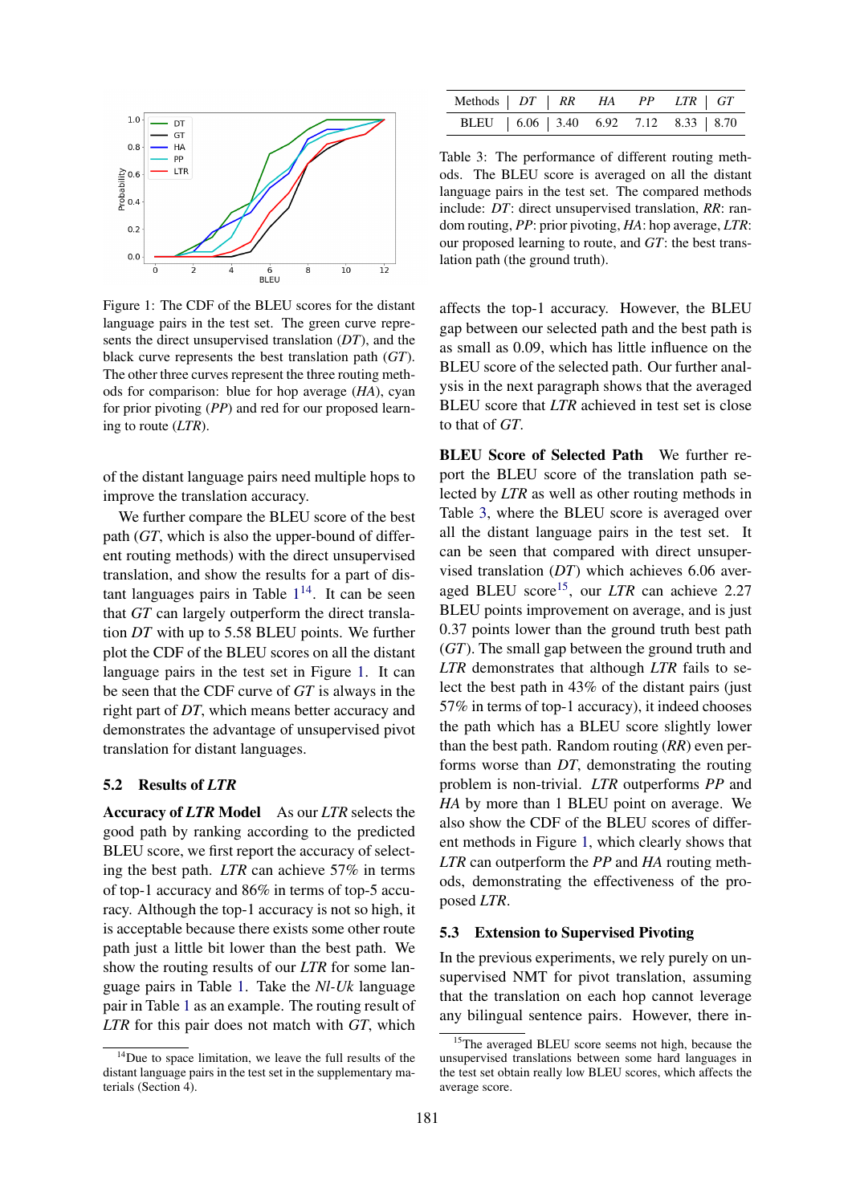Figure 1: The CDF of the BLEU scores for the distant language pairs in the test set. The green curve represents the direct unsupervised translation (*DT*), and the black curve represents the best translation path (*GT*). The other three curves represent the three routing methods for comparison: blue for hop average (*HA*), cyan for prior pivoting (*PP*) and red for our proposed learning to route (*LTR*).

of the distant language pairs need multiple hops to improve the translation accuracy.

We further compare the BLEU score of the best path (*GT*, which is also the upper-bound of different routing methods) with the direct unsupervised translation, and show the results for a part of distant languages pairs in Table 1[14]. It can be seen that *GT* can largely outperform the direct translation *DT* with up to 5.58 BLEU points. We further plot the CDF of the BLEU scores on all the distant language pairs in the test set in Figure 1. It can be seen that the CDF curve of *GT* is always in the right part of *DT*, which means better accuracy and demonstrates the advantage of unsupervised pivot translation for distant languages.

## 5.2 Results of *LTR*

**Accuracy of *LTR* Model** As our *LTR* selects the good path by ranking according to the predicted BLEU score, we first report the accuracy of selecting the best path. *LTR* can achieve 57% in terms of top-1 accuracy and 86% in terms of top-5 accuracy. Although the top-1 accuracy is not so high, it is acceptable because there exists some other route path just a little bit lower than the best path. We show the routing results of our *LTR* for some language pairs in Table 1. Take the *Nl-Uk* language pair in Table 1 as an example. The routing result of *LTR* for this pair does not match with *GT*, which affects the top-1 accuracy. However, the BLEU gap between our selected path and the best path is as small as 0.09, which has little influence on the BLEU score of the selected path. Our further analysis in the next paragraph shows that the averaged BLEU score that *LTR* achieved in test set is close to that of *GT*.

| Methods | *DT* | *RR* | *HA* | *PP* | *LTR* | *GT* |
|---|---|---|---|---|---|---|
| BLEU | 6.06 | 3.40 | 6.92 | 7.12 | 8.33 | 8.70 |

Table 3: The performance of different routing methods. The BLEU score is averaged on all the distant language pairs in the test set. The compared methods include: *DT*: direct unsupervised translation, *RR*: random routing, *PP*: prior pivoting, *HA*: hop average, *LTR*: our proposed learning to route, and *GT*: the best translation path (the ground truth).

**BLEU Score of Selected Path** We further report the BLEU score of the translation path selected by *LTR* as well as other routing methods in Table 3, where the BLEU score is averaged over all the distant language pairs in the test set. It can be seen that compared with direct unsupervised translation (*DT*) which achieves 6.06 averaged BLEU score[15], our *LTR* can achieve 2.27 BLEU points improvement on average, and is just 0.37 points lower than the ground truth best path (*GT*). The small gap between the ground truth and *LTR* demonstrates that although *LTR* fails to select the best path in 43% of the distant pairs (just 57% in terms of top-1 accuracy), it indeed chooses the path which has a BLEU score slightly lower than the best path. Random routing (*RR*) even performs worse than *DT*, demonstrating the routing problem is non-trivial. *LTR* outperforms *PP* and *HA* by more than 1 BLEU point on average. We also show the CDF of the BLEU scores of different methods in Figure 1, which clearly shows that *LTR* can outperform the *PP* and *HA* routing methods, demonstrating the effectiveness of the proposed *LTR*.

## 5.3 Extension to Supervised Pivoting

In the previous experiments, we rely purely on unsupervised NMT for pivot translation, assuming that the translation on each hop cannot leverage any bilingual sentence pairs. However, there in-

[14] Due to space limitation, we leave the full results of the distant language pairs in the test set in the supplementary materials (Section 4).

[15] The averaged BLEU score seems not high, because the unsupervised translations between some hard languages in the test set obtain really low BLEU scores, which affects the average score.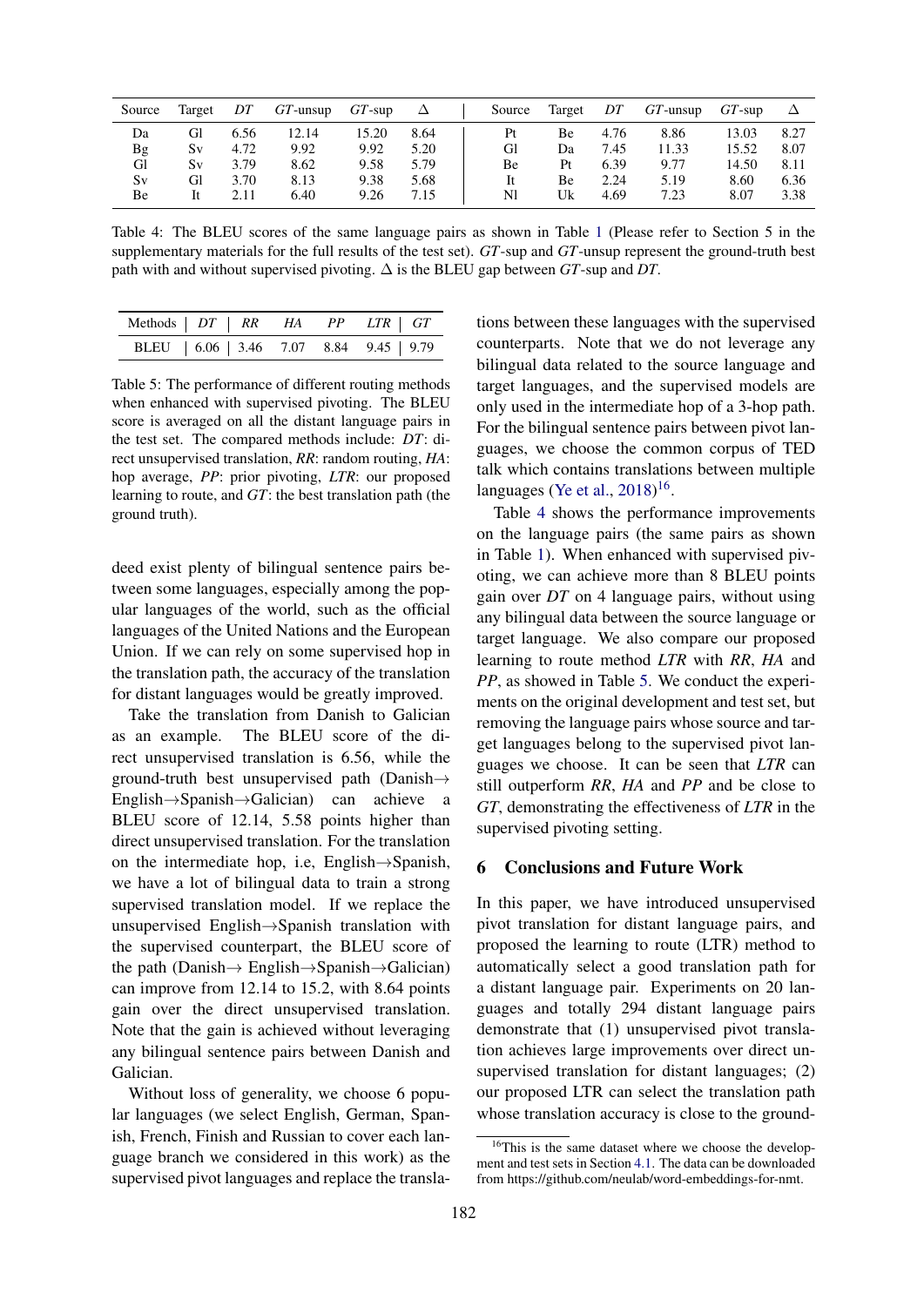| Source | Target | *DT* | *GT*-unsup | *GT*-sup | Δ | Source | Target | *DT* | *GT*-unsup | *GT*-sup | Δ |
|---|---|---|---|---|---|---|---|---|---|---|---|
| Da | Gl | 6.56 | 12.14 | 15.20 | 8.64 | Pt | Be | 4.76 | 8.86 | 13.03 | 8.27 |
| Bg | Sv | 4.72 | 9.92 | 9.92 | 5.20 | Gl | Da | 7.45 | 11.33 | 15.52 | 8.07 |
| Gl | Sv | 3.79 | 8.62 | 9.58 | 5.79 | Be | Pt | 6.39 | 9.77 | 14.50 | 8.11 |
| Sv | Gl | 3.70 | 8.13 | 9.38 | 5.68 | It | Be | 2.24 | 5.19 | 8.60 | 6.36 |
| Be | It | 2.11 | 6.40 | 9.26 | 7.15 | Nl | Uk | 4.69 | 7.23 | 8.07 | 3.38 |

Table 4: The BLEU scores of the same language pairs as shown in Table 1 (Please refer to Section 5 in the supplementary materials for the full results of the test set). *GT*-sup and *GT*-unsup represent the ground-truth best path with and without supervised pivoting. Δ is the BLEU gap between *GT*-sup and *DT*.

| Methods | *DT* | *RR* | *HA* | *PP* | *LTR* | *GT* |
|---|---|---|---|---|---|---|
| BLEU | 6.06 | 3.46 | 7.07 | 8.84 | 9.45 | 9.79 |

Table 5: The performance of different routing methods when enhanced with supervised pivoting. The BLEU score is averaged on all the distant language pairs in the test set. The compared methods include: *DT*: direct unsupervised translation, *RR*: random routing, *HA*: hop average, *PP*: prior pivoting, *LTR*: our proposed learning to route, and *GT*: the best translation path (the ground truth).

deed exist plenty of bilingual sentence pairs between some languages, especially among the popular languages of the world, such as the official languages of the United Nations and the European Union. If we can rely on some supervised hop in the translation path, the accuracy of the translation for distant languages would be greatly improved.

Take the translation from Danish to Galician as an example. The BLEU score of the direct unsupervised translation is 6.56, while the ground-truth best unsupervised path (Danish→ English→Spanish→Galician) can achieve a BLEU score of 12.14, 5.58 points higher than direct unsupervised translation. For the translation on the intermediate hop, i.e, English→Spanish, we have a lot of bilingual data to train a strong supervised translation model. If we replace the unsupervised English→Spanish translation with the supervised counterpart, the BLEU score of the path (Danish→ English→Spanish→Galician) can improve from 12.14 to 15.2, with 8.64 points gain over the direct unsupervised translation. Note that the gain is achieved without leveraging any bilingual sentence pairs between Danish and Galician.

Without loss of generality, we choose 6 popular languages (we select English, German, Spanish, French, Finish and Russian to cover each language branch we considered in this work) as the supervised pivot languages and replace the translations between these languages with the supervised counterparts. Note that we do not leverage any bilingual data related to the source language and target languages, and the supervised models are only used in the intermediate hop of a 3-hop path. For the bilingual sentence pairs between pivot languages, we choose the common corpus of TED talk which contains translations between multiple languages (Ye et al., 2018)[16].

Table 4 shows the performance improvements on the language pairs (the same pairs as shown in Table 1). When enhanced with supervised pivoting, we can achieve more than 8 BLEU points gain over *DT* on 4 language pairs, without using any bilingual data between the source language or target language. We also compare our proposed learning to route method *LTR* with *RR*, *HA* and *PP*, as showed in Table 5. We conduct the experiments on the original development and test set, but removing the language pairs whose source and target languages belong to the supervised pivot languages we choose. It can be seen that *LTR* can still outperform *RR*, *HA* and *PP* and be close to *GT*, demonstrating the effectiveness of *LTR* in the supervised pivoting setting.

## 6 Conclusions and Future Work

In this paper, we have introduced unsupervised pivot translation for distant language pairs, and proposed the learning to route (LTR) method to automatically select a good translation path for a distant language pair. Experiments on 20 languages and totally 294 distant language pairs demonstrate that (1) unsupervised pivot translation achieves large improvements over direct unsupervised translation for distant languages; (2) our proposed LTR can select the translation path whose translation accuracy is close to the ground-

[16]This is the same dataset where we choose the development and test sets in Section 4.1. The data can be downloaded from https://github.com/neulab/word-embeddings-for-nmt.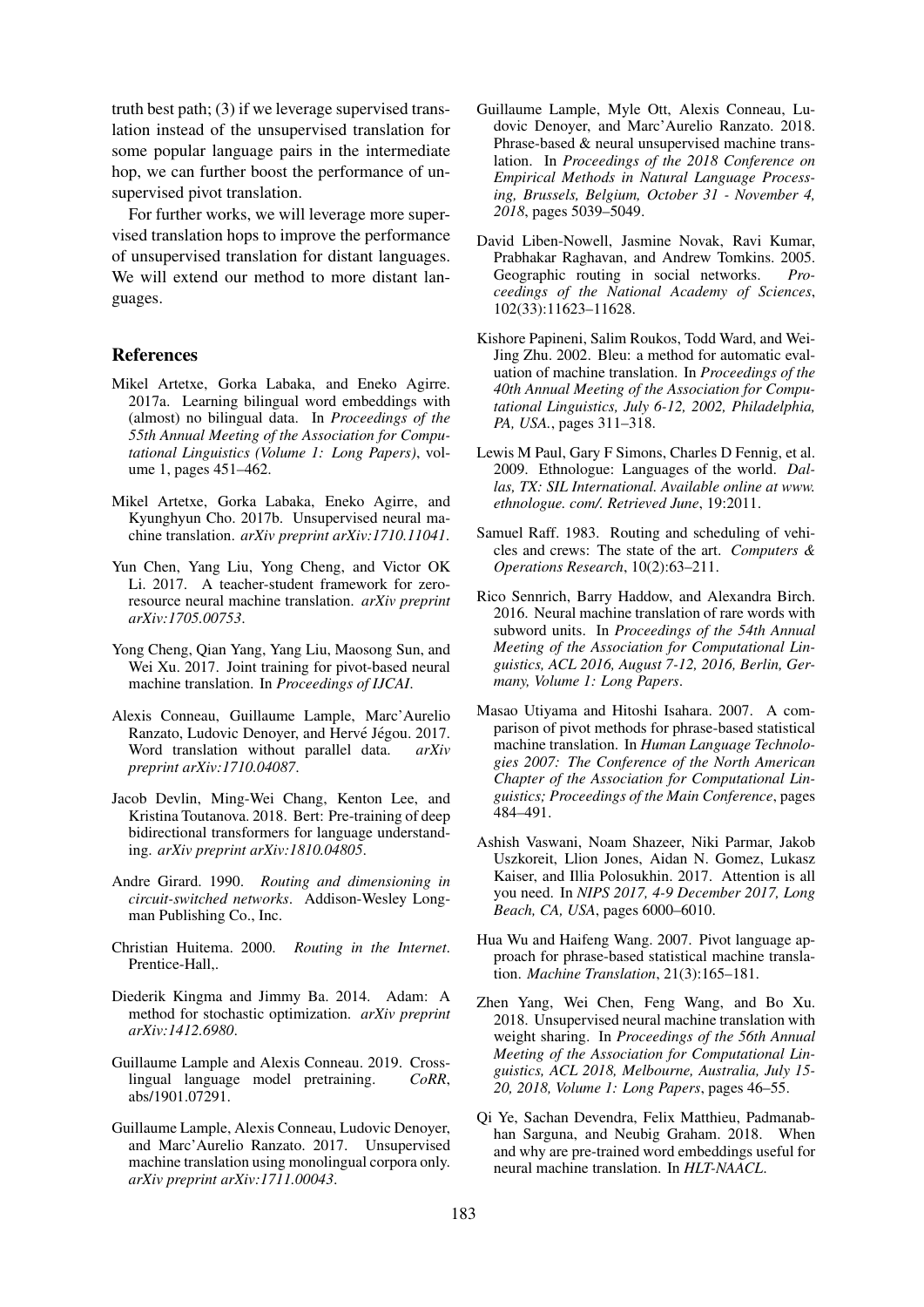truth best path; (3) if we leverage supervised translation instead of the unsupervised translation for some popular language pairs in the intermediate hop, we can further boost the performance of unsupervised pivot translation.

For further works, we will leverage more supervised translation hops to improve the performance of unsupervised translation for distant languages. We will extend our method to more distant languages.

## References

Mikel Artetxe, Gorka Labaka, and Eneko Agirre. 2017a. Learning bilingual word embeddings with (almost) no bilingual data. In *Proceedings of the 55th Annual Meeting of the Association for Computational Linguistics (Volume 1: Long Papers)*, volume 1, pages 451–462.

Mikel Artetxe, Gorka Labaka, Eneko Agirre, and Kyunghyun Cho. 2017b. Unsupervised neural machine translation. *arXiv preprint arXiv:1710.11041*.

Yun Chen, Yang Liu, Yong Cheng, and Victor OK Li. 2017. A teacher-student framework for zero-resource neural machine translation. *arXiv preprint arXiv:1705.00753*.

Yong Cheng, Qian Yang, Yang Liu, Maosong Sun, and Wei Xu. 2017. Joint training for pivot-based neural machine translation. In *Proceedings of IJCAI*.

Alexis Conneau, Guillaume Lample, Marc'Aurelio Ranzato, Ludovic Denoyer, and Hervé Jégou. 2017. Word translation without parallel data. *arXiv preprint arXiv:1710.04087*.

Jacob Devlin, Ming-Wei Chang, Kenton Lee, and Kristina Toutanova. 2018. Bert: Pre-training of deep bidirectional transformers for language understanding. *arXiv preprint arXiv:1810.04805*.

Andre Girard. 1990. *Routing and dimensioning in circuit-switched networks*. Addison-Wesley Longman Publishing Co., Inc.

Christian Huitema. 2000. *Routing in the Internet*. Prentice-Hall,.

Diederik Kingma and Jimmy Ba. 2014. Adam: A method for stochastic optimization. *arXiv preprint arXiv:1412.6980*.

Guillaume Lample and Alexis Conneau. 2019. Cross-lingual language model pretraining. *CoRR*, abs/1901.07291.

Guillaume Lample, Alexis Conneau, Ludovic Denoyer, and Marc'Aurelio Ranzato. 2017. Unsupervised machine translation using monolingual corpora only. *arXiv preprint arXiv:1711.00043*.

Guillaume Lample, Myle Ott, Alexis Conneau, Ludovic Denoyer, and Marc'Aurelio Ranzato. 2018. Phrase-based & neural unsupervised machine translation. In *Proceedings of the 2018 Conference on Empirical Methods in Natural Language Processing, Brussels, Belgium, October 31 - November 4, 2018*, pages 5039–5049.

David Liben-Nowell, Jasmine Novak, Ravi Kumar, Prabhakar Raghavan, and Andrew Tomkins. 2005. Geographic routing in social networks. *Proceedings of the National Academy of Sciences*, 102(33):11623–11628.

Kishore Papineni, Salim Roukos, Todd Ward, and Wei-Jing Zhu. 2002. Bleu: a method for automatic evaluation of machine translation. In *Proceedings of the 40th Annual Meeting of the Association for Computational Linguistics, July 6-12, 2002, Philadelphia, PA, USA.*, pages 311–318.

Lewis M Paul, Gary F Simons, Charles D Fennig, et al. 2009. Ethnologue: Languages of the world. *Dallas, TX: SIL International. Available online at www. ethnologue. com/. Retrieved June*, 19:2011.

Samuel Raff. 1983. Routing and scheduling of vehicles and crews: The state of the art. *Computers & Operations Research*, 10(2):63–211.

Rico Sennrich, Barry Haddow, and Alexandra Birch. 2016. Neural machine translation of rare words with subword units. In *Proceedings of the 54th Annual Meeting of the Association for Computational Linguistics, ACL 2016, August 7-12, 2016, Berlin, Germany, Volume 1: Long Papers*.

Masao Utiyama and Hitoshi Isahara. 2007. A comparison of pivot methods for phrase-based statistical machine translation. In *Human Language Technologies 2007: The Conference of the North American Chapter of the Association for Computational Linguistics; Proceedings of the Main Conference*, pages 484–491.

Ashish Vaswani, Noam Shazeer, Niki Parmar, Jakob Uszkoreit, Llion Jones, Aidan N. Gomez, Lukasz Kaiser, and Illia Polosukhin. 2017. Attention is all you need. In *NIPS 2017, 4-9 December 2017, Long Beach, CA, USA*, pages 6000–6010.

Hua Wu and Haifeng Wang. 2007. Pivot language approach for phrase-based statistical machine translation. *Machine Translation*, 21(3):165–181.

Zhen Yang, Wei Chen, Feng Wang, and Bo Xu. 2018. Unsupervised neural machine translation with weight sharing. In *Proceedings of the 56th Annual Meeting of the Association for Computational Linguistics, ACL 2018, Melbourne, Australia, July 15-20, 2018, Volume 1: Long Papers*, pages 46–55.

Qi Ye, Sachan Devendra, Felix Matthieu, Padmanabhan Sarguna, and Neubig Graham. 2018. When and why are pre-trained word embeddings useful for neural machine translation. In *HLT-NAACL*.